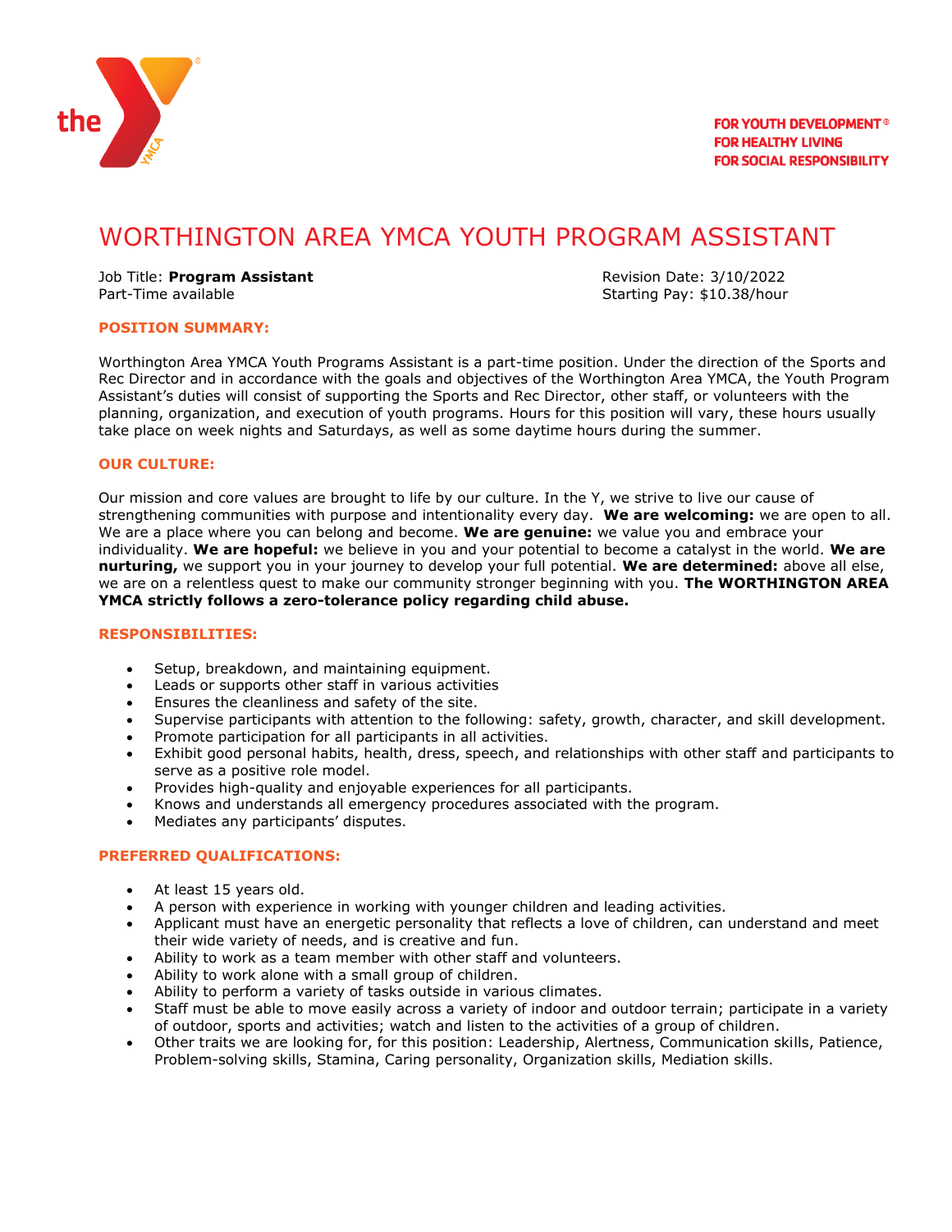FOR YOUTH DEVELOPMENT®
FOR HEALTHY LIVING
FOR SOCIAL RESPONSIBILITY

# WORTHINGTON AREA YMCA YOUTH PROGRAM ASSISTANT

Job Title: **Program Assistant**
Part-Time available

Revision Date: 3/10/2022
Starting Pay: $10.38/hour

## POSITION SUMMARY:

Worthington Area YMCA Youth Programs Assistant is a part-time position. Under the direction of the Sports and Rec Director and in accordance with the goals and objectives of the Worthington Area YMCA, the Youth Program Assistant's duties will consist of supporting the Sports and Rec Director, other staff, or volunteers with the planning, organization, and execution of youth programs. Hours for this position will vary, these hours usually take place on week nights and Saturdays, as well as some daytime hours during the summer.

## OUR CULTURE:

Our mission and core values are brought to life by our culture. In the Y, we strive to live our cause of strengthening communities with purpose and intentionality every day. **We are welcoming:** we are open to all. We are a place where you can belong and become. **We are genuine:** we value you and embrace your individuality. **We are hopeful:** we believe in you and your potential to become a catalyst in the world. **We are nurturing,** we support you in your journey to develop your full potential. **We are determined:** above all else, we are on a relentless quest to make our community stronger beginning with you. **The WORTHINGTON AREA YMCA strictly follows a zero-tolerance policy regarding child abuse.**

## RESPONSIBILITIES:

- Setup, breakdown, and maintaining equipment.
- Leads or supports other staff in various activities
- Ensures the cleanliness and safety of the site.
- Supervise participants with attention to the following: safety, growth, character, and skill development.
- Promote participation for all participants in all activities.
- Exhibit good personal habits, health, dress, speech, and relationships with other staff and participants to serve as a positive role model.
- Provides high-quality and enjoyable experiences for all participants.
- Knows and understands all emergency procedures associated with the program.
- Mediates any participants' disputes.

## PREFERRED QUALIFICATIONS:

- At least 15 years old.
- A person with experience in working with younger children and leading activities.
- Applicant must have an energetic personality that reflects a love of children, can understand and meet their wide variety of needs, and is creative and fun.
- Ability to work as a team member with other staff and volunteers.
- Ability to work alone with a small group of children.
- Ability to perform a variety of tasks outside in various climates.
- Staff must be able to move easily across a variety of indoor and outdoor terrain; participate in a variety of outdoor, sports and activities; watch and listen to the activities of a group of children.
- Other traits we are looking for, for this position: Leadership, Alertness, Communication skills, Patience, Problem-solving skills, Stamina, Caring personality, Organization skills, Mediation skills.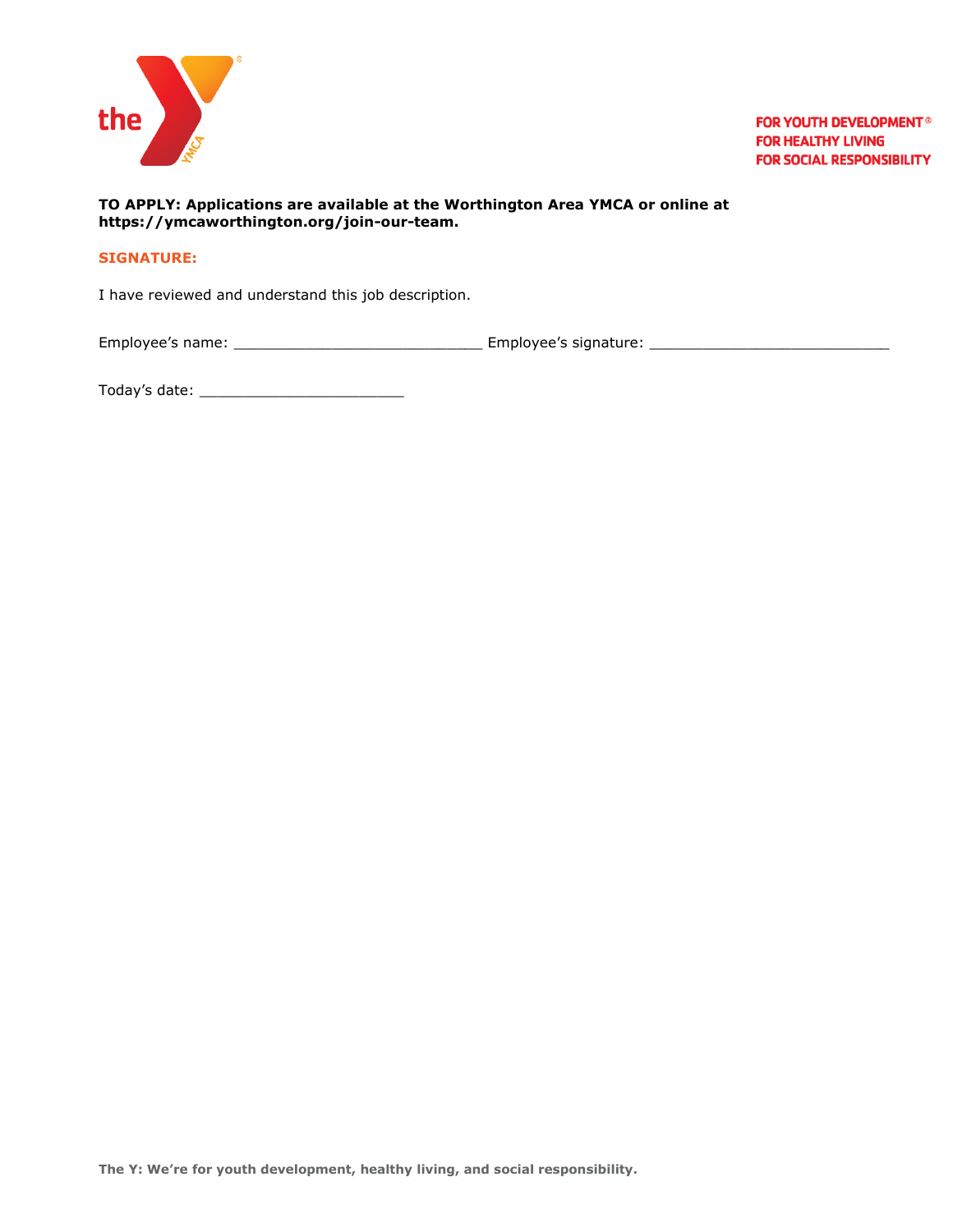**TO APPLY: Applications are available at the Worthington Area YMCA or online at https://ymcaworthington.org/join-our-team.**

**SIGNATURE:**

I have reviewed and understand this job description.

Employee's name: ____________________________ Employee's signature: ___________________________

Today's date: _______________________